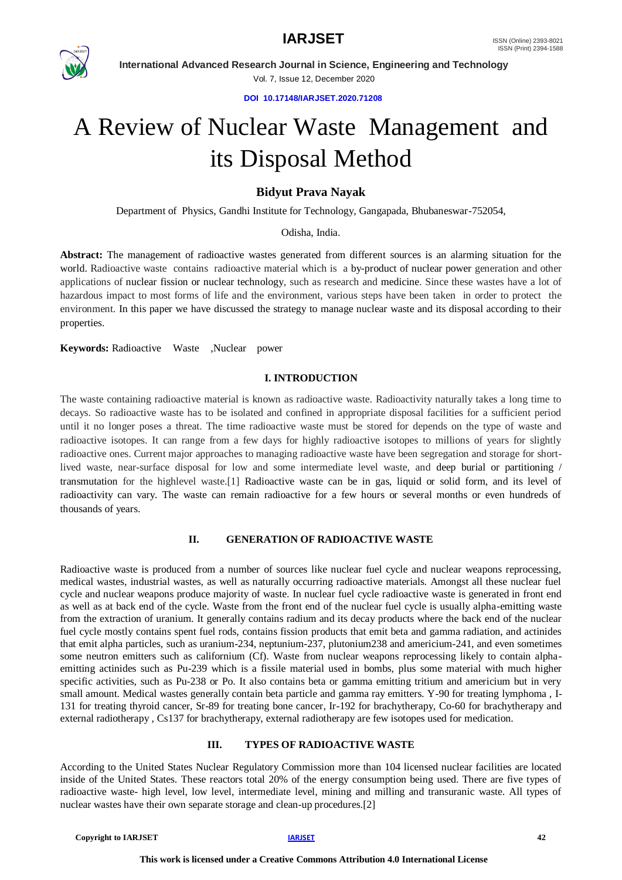# A Review of Nuclear Waste Management and its Disposal Method

**Bidyut Prava Nayak**

Department of Physics, Gandhi Institute for Technology, Gangapada, Bhubaneswar-752054,

Odisha, India.

**Abstract:** The management of radioactive wastes generated from different sources is an alarming situation for the world. Radioactive waste contains radioactive material which is a by-product of nuclear power generation and other applications of nuclear fission or nuclear technology, such as research and medicine. Since these wastes have a lot of hazardous impact to most forms of life and the environment, various steps have been taken in order to protect the environment. In this paper we have discussed the strategy to manage nuclear waste and its disposal according to their properties.

**Keywords:** Radioactive Waste ,Nuclear power

## I. INTRODUCTION

The waste containing radioactive material is known as radioactive waste. Radioactivity naturally takes a long time to decays. So radioactive waste has to be isolated and confined in appropriate disposal facilities for a sufficient period until it no longer poses a threat. The time radioactive waste must be stored for depends on the type of waste and radioactive isotopes. It can range from a few days for highly radioactive isotopes to millions of years for slightly radioactive ones. Current major approaches to managing radioactive waste have been segregation and storage for short-lived waste, near-surface disposal for low and some intermediate level waste, and deep burial or partitioning / transmutation for the highlevel waste.[1] Radioactive waste can be in gas, liquid or solid form, and its level of radioactivity can vary. The waste can remain radioactive for a few hours or several months or even hundreds of thousands of years.

## II. GENERATION OF RADIOACTIVE WASTE

Radioactive waste is produced from a number of sources like nuclear fuel cycle and nuclear weapons reprocessing, medical wastes, industrial wastes, as well as naturally occurring radioactive materials. Amongst all these nuclear fuel cycle and nuclear weapons produce majority of waste. In nuclear fuel cycle radioactive waste is generated in front end as well as at back end of the cycle. Waste from the front end of the nuclear fuel cycle is usually alpha-emitting waste from the extraction of uranium. It generally contains radium and its decay products where the back end of the nuclear fuel cycle mostly contains spent fuel rods, contains fission products that emit beta and gamma radiation, and actinides that emit alpha particles, such as uranium-234, neptunium-237, plutonium238 and americium-241, and even sometimes some neutron emitters such as californium (Cf). Waste from nuclear weapons reprocessing likely to contain alpha-emitting actinides such as Pu-239 which is a fissile material used in bombs, plus some material with much higher specific activities, such as Pu-238 or Po. It also contains beta or gamma emitting tritium and americium but in very small amount. Medical wastes generally contain beta particle and gamma ray emitters. Y-90 for treating lymphoma , I-131 for treating thyroid cancer, Sr-89 for treating bone cancer, Ir-192 for brachytherapy, Co-60 for brachytherapy and external radiotherapy , Cs137 for brachytherapy, external radiotherapy are few isotopes used for medication.

## III. TYPES OF RADIOACTIVE WASTE

According to the United States Nuclear Regulatory Commission more than 104 licensed nuclear facilities are located inside of the United States. These reactors total 20% of the energy consumption being used. There are five types of radioactive waste- high level, low level, intermediate level, mining and milling and transuranic waste. All types of nuclear wastes have their own separate storage and clean-up procedures.[2]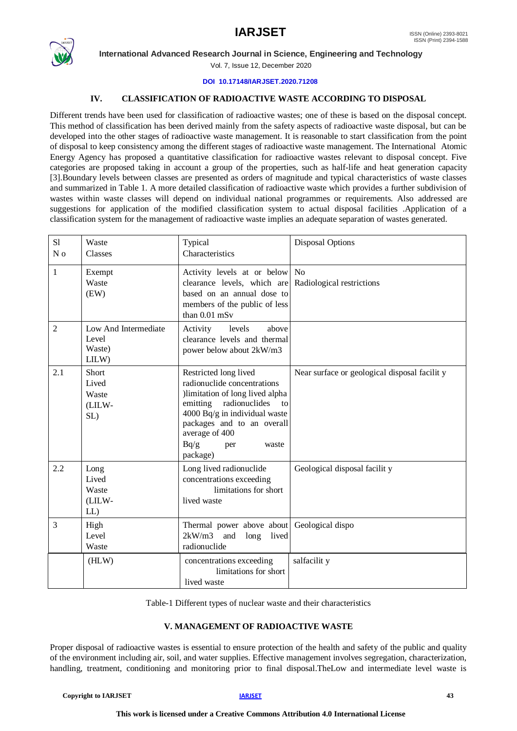## IV. CLASSIFICATION OF RADIOACTIVE WASTE ACCORDING TO DISPOSAL

Different trends have been used for classification of radioactive wastes; one of these is based on the disposal concept. This method of classification has been derived mainly from the safety aspects of radioactive waste disposal, but can be developed into the other stages of radioactive waste management. It is reasonable to start classification from the point of disposal to keep consistency among the different stages of radioactive waste management. The International Atomic Energy Agency has proposed a quantitative classification for radioactive wastes relevant to disposal concept. Five categories are proposed taking in account a group of the properties, such as half-life and heat generation capacity [3].Boundary levels between classes are presented as orders of magnitude and typical characteristics of waste classes and summarized in Table 1. A more detailed classification of radioactive waste which provides a further subdivision of wastes within waste classes will depend on individual national programmes or requirements. Also addressed are suggestions for application of the modified classification system to actual disposal facilities .Application of a classification system for the management of radioactive waste implies an adequate separation of wastes generated.

| Sl N o | Waste Classes | Typical Characteristics | Disposal Options |
|---|---|---|---|
| 1 | Exempt Waste (EW) | Activity levels at or below clearance levels, which are based on an annual dose to members of the public of less than 0.01 mSv | No Radiological restrictions |
| 2 | Low And Intermediate Level Waste) LILW) | Activity levels above clearance levels and thermal power below about 2kW/m3 | |
| 2.1 | Short Lived Waste (LILW-SL) | Restricted long lived radionuclide concentrations )limitation of long lived alpha emitting radionuclides to 4000 Bq/g in individual waste packages and to an overall average of 400 Bq/g per waste package) | Near surface or geological disposal facilit y |
| 2.2 | Long Lived Waste (LILW-LL) | Long lived radionuclide concentrations exceeding limitations for short lived waste | Geological disposal facilit y |
| 3 | High Level Waste (HLW) | Thermal power above about 2kW/m3 and long lived radionuclide concentrations exceeding limitations for short lived waste | Geological dispo salfacilit y |

Table-1 Different types of nuclear waste and their characteristics

## V. MANAGEMENT OF RADIOACTIVE WASTE

Proper disposal of radioactive wastes is essential to ensure protection of the health and safety of the public and quality of the environment including air, soil, and water supplies. Effective management involves segregation, characterization, handling, treatment, conditioning and monitoring prior to final disposal.TheLow and intermediate level waste is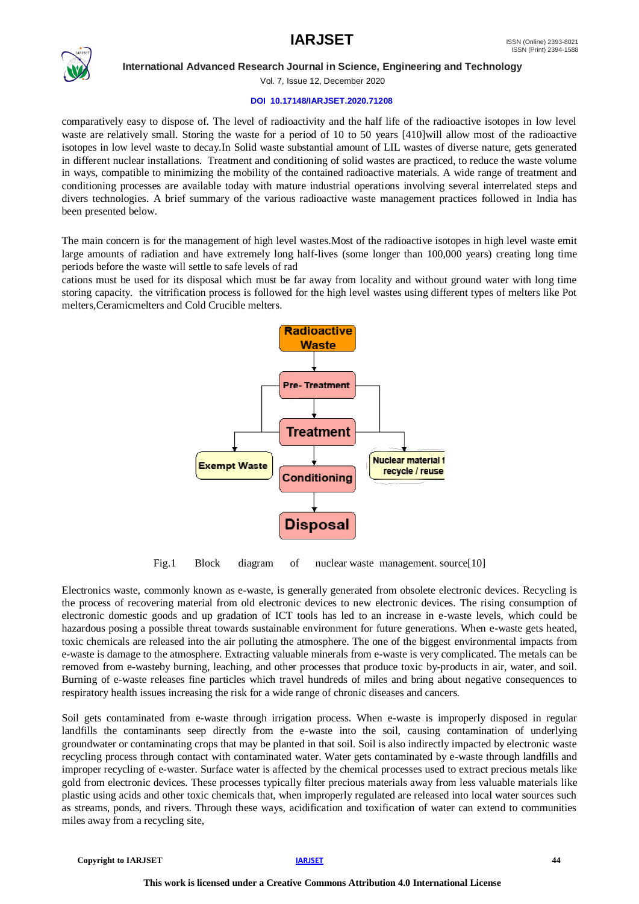comparatively easy to dispose of. The level of radioactivity and the half life of the radioactive isotopes in low level waste are relatively small. Storing the waste for a period of 10 to 50 years [410]will allow most of the radioactive isotopes in low level waste to decay.In Solid waste substantial amount of LIL wastes of diverse nature, gets generated in different nuclear installations. Treatment and conditioning of solid wastes are practiced, to reduce the waste volume in ways, compatible to minimizing the mobility of the contained radioactive materials. A wide range of treatment and conditioning processes are available today with mature industrial operations involving several interrelated steps and divers technologies. A brief summary of the various radioactive waste management practices followed in India has been presented below.

The main concern is for the management of high level wastes.Most of the radioactive isotopes in high level waste emit large amounts of radiation and have extremely long half-lives (some longer than 100,000 years) creating long time periods before the waste will settle to safe levels of rad
cations must be used for its disposal which must be far away from locality and without ground water with long time storing capacity. the vitrification process is followed for the high level wastes using different types of melters like Pot melters,Ceramicmelters and Cold Crucible melters.

Radioactive Waste → Pre- Treatment → Treatment → Conditioning → Disposal; Exempt Waste; Nuclear material recycle / reuse

Fig.1 Block diagram of nuclear waste management. source[10]

Electronics waste, commonly known as e-waste, is generally generated from obsolete electronic devices. Recycling is the process of recovering material from old electronic devices to new electronic devices. The rising consumption of electronic domestic goods and up gradation of ICT tools has led to an increase in e-waste levels, which could be hazardous posing a possible threat towards sustainable environment for future generations. When e-waste gets heated, toxic chemicals are released into the air polluting the atmosphere. The one of the biggest environmental impacts from e-waste is damage to the atmosphere. Extracting valuable minerals from e-waste is very complicated. The metals can be removed from e-wasteby burning, leaching, and other processes that produce toxic by-products in air, water, and soil. Burning of e-waste releases fine particles which travel hundreds of miles and bring about negative consequences to respiratory health issues increasing the risk for a wide range of chronic diseases and cancers.

Soil gets contaminated from e-waste through irrigation process. When e-waste is improperly disposed in regular landfills the contaminants seep directly from the e-waste into the soil, causing contamination of underlying groundwater or contaminating crops that may be planted in that soil. Soil is also indirectly impacted by electronic waste recycling process through contact with contaminated water. Water gets contaminated by e-waste through landfills and improper recycling of e-waster. Surface water is affected by the chemical processes used to extract precious metals like gold from electronic devices. These processes typically filter precious materials away from less valuable materials like plastic using acids and other toxic chemicals that, when improperly regulated are released into local water sources such as streams, ponds, and rivers. Through these ways, acidification and toxification of water can extend to communities miles away from a recycling site,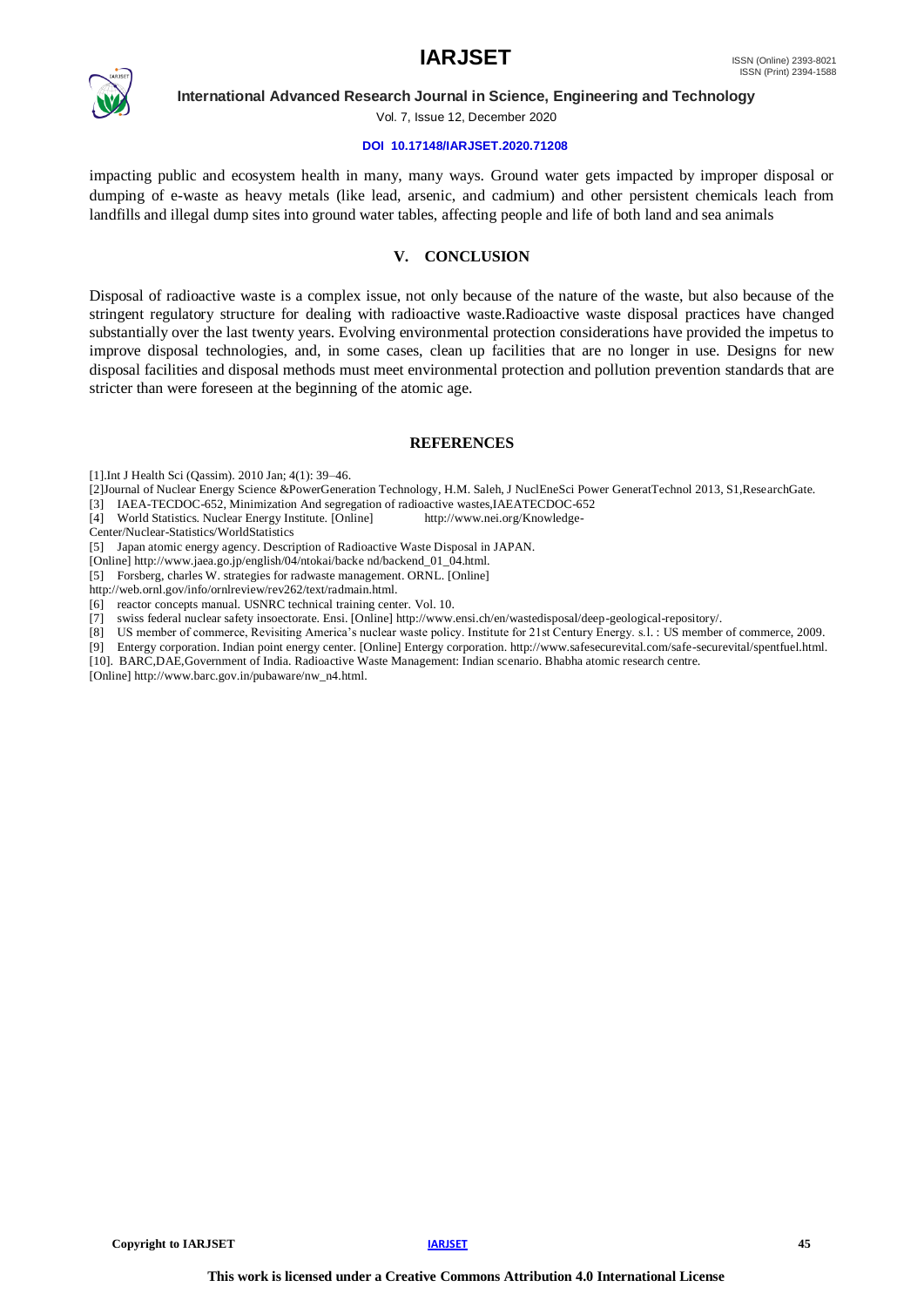impacting public and ecosystem health in many, many ways. Ground water gets impacted by improper disposal or dumping of e-waste as heavy metals (like lead, arsenic, and cadmium) and other persistent chemicals leach from landfills and illegal dump sites into ground water tables, affecting people and life of both land and sea animals

## V. CONCLUSION

Disposal of radioactive waste is a complex issue, not only because of the nature of the waste, but also because of the stringent regulatory structure for dealing with radioactive waste.Radioactive waste disposal practices have changed substantially over the last twenty years. Evolving environmental protection considerations have provided the impetus to improve disposal technologies, and, in some cases, clean up facilities that are no longer in use. Designs for new disposal facilities and disposal methods must meet environmental protection and pollution prevention standards that are stricter than were foreseen at the beginning of the atomic age.

## REFERENCES

[1].Int J Health Sci (Qassim). 2010 Jan; 4(1): 39–46.

[2]Journal of Nuclear Energy Science &PowerGeneration Technology, H.M. Saleh, J NuclEneSci Power GeneratTechnol 2013, S1,ResearchGate.

[3] IAEA-TECDOC-652, Minimization And segregation of radioactive wastes,IAEATECDOC-652

[4] World Statistics. Nuclear Energy Institute. [Online] http://www.nei.org/Knowledge-Center/Nuclear-Statistics/WorldStatistics

[5] Japan atomic energy agency. Description of Radioactive Waste Disposal in JAPAN. [Online] http://www.jaea.go.jp/english/04/ntokai/backe nd/backend_01_04.html.

[5] Forsberg, charles W. strategies for radwaste management. ORNL. [Online] http://web.ornl.gov/info/ornlreview/rev262/text/radmain.html.

[6] reactor concepts manual. USNRC technical training center. Vol. 10.

[7] swiss federal nuclear safety insoectorate. Ensi. [Online] http://www.ensi.ch/en/wastedisposal/deep-geological-repository/.

[8] US member of commerce, Revisiting America's nuclear waste policy. Institute for 21st Century Energy. s.l. : US member of commerce, 2009.

[9] Entergy corporation. Indian point energy center. [Online] Entergy corporation. http://www.safesecurevital.com/safe-securevital/spentfuel.html.

[10]. BARC,DAE,Government of India. Radioactive Waste Management: Indian scenario. Bhabha atomic research centre. [Online] http://www.barc.gov.in/pubaware/nw_n4.html.